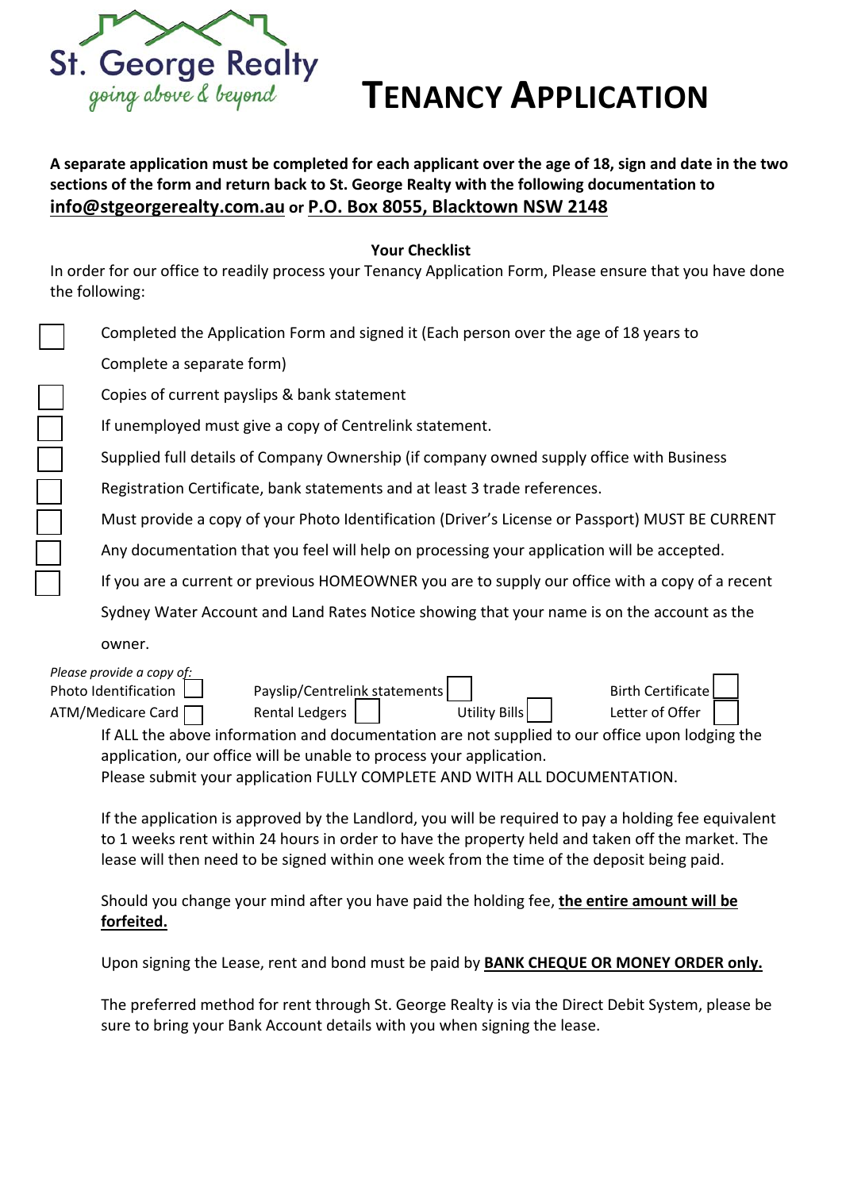St. George Realty
*going above & beyond*

# TENANCY APPLICATION

**A separate application must be completed for each applicant over the age of 18, sign and date in the two sections of the form and return back to St. George Realty with the following documentation to <u>info@stgeorgerealty.com.au</u> or <u>P.O. Box 8055, Blacktown NSW 2148</u>**

**Your Checklist**

In order for our office to readily process your Tenancy Application Form, Please ensure that you have done the following:

- ☐ Completed the Application Form and signed it (Each person over the age of 18 years to Complete a separate form)
- ☐ Copies of current payslips & bank statement
- ☐ If unemployed must give a copy of Centrelink statement.
- ☐ Supplied full details of Company Ownership (if company owned supply office with Business
- ☐ Registration Certificate, bank statements and at least 3 trade references.
- ☐ Must provide a copy of your Photo Identification (Driver's License or Passport) MUST BE CURRENT
- ☐ Any documentation that you feel will help on processing your application will be accepted.
- ☐ If you are a current or previous HOMEOWNER you are to supply our office with a copy of a recent Sydney Water Account and Land Rates Notice showing that your name is on the account as the owner.

*Please provide a copy of:*

| | | | |
|---|---|---|---|
| Photo Identification ☐ | Payslip/Centrelink statements ☐ | | Birth Certificate ☐ |
| ATM/Medicare Card ☐ | Rental Ledgers ☐ | Utility Bills ☐ | Letter of Offer ☐ |

If ALL the above information and documentation are not supplied to our office upon lodging the application, our office will be unable to process your application.
Please submit your application FULLY COMPLETE AND WITH ALL DOCUMENTATION.

If the application is approved by the Landlord, you will be required to pay a holding fee equivalent to 1 weeks rent within 24 hours in order to have the property held and taken off the market. The lease will then need to be signed within one week from the time of the deposit being paid.

Should you change your mind after you have paid the holding fee, **<u>the entire amount will be forfeited.</u>**

Upon signing the Lease, rent and bond must be paid by **<u>BANK CHEQUE OR MONEY ORDER only.</u>**

The preferred method for rent through St. George Realty is via the Direct Debit System, please be sure to bring your Bank Account details with you when signing the lease.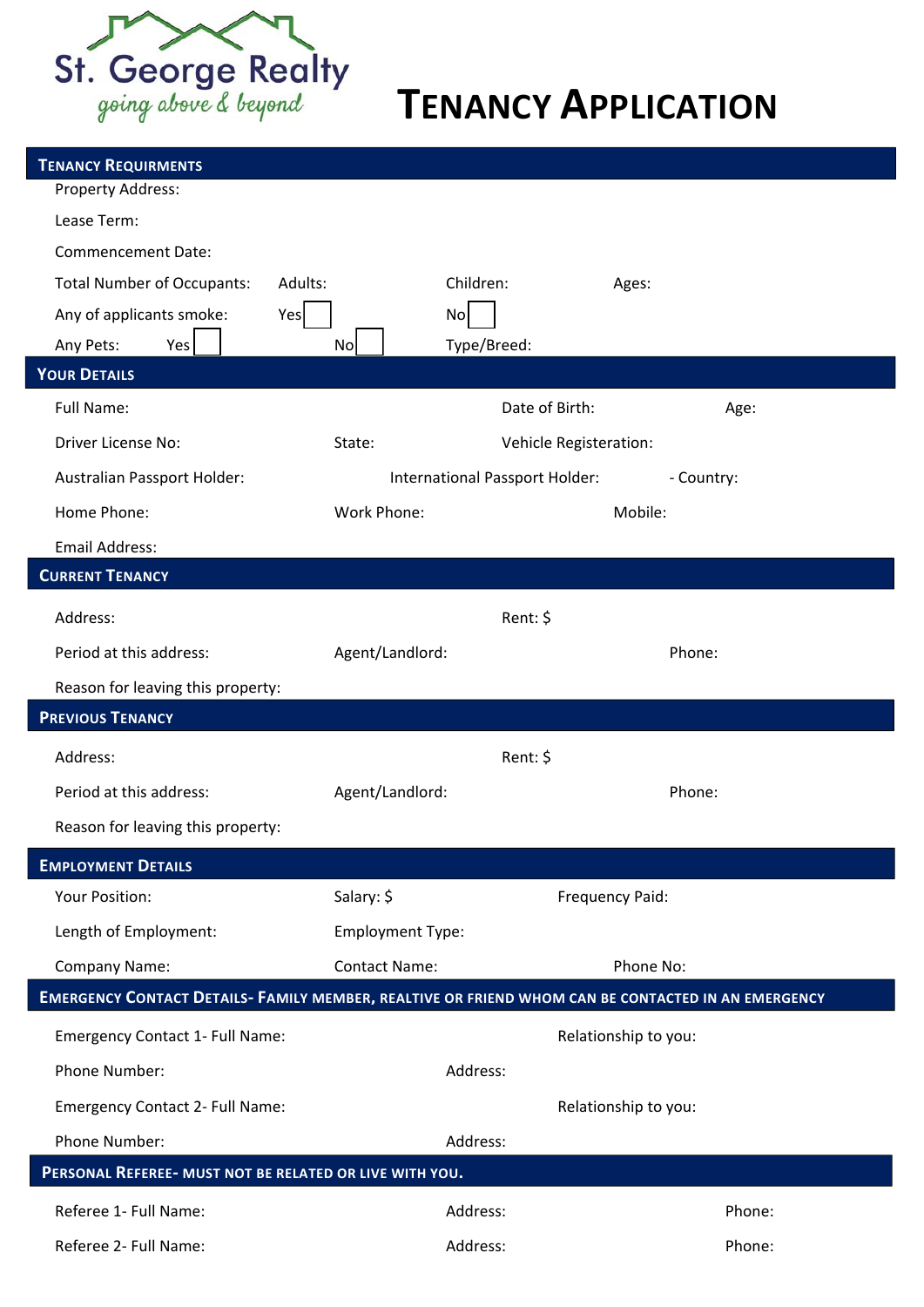St. George Realty
*going above & beyond*

# TENANCY APPLICATION

## TENANCY REQUIRMENTS

Property Address:

Lease Term:

Commencement Date:

Total Number of Occupants: Adults: Children: Ages:

Any of applicants smoke: Yes ☐ No ☐

Any Pets: Yes ☐ No ☐ Type/Breed:

## YOUR DETAILS

Full Name: Date of Birth: Age:

Driver License No: State: Vehicle Registeration:

Australian Passport Holder: International Passport Holder: - Country:

Home Phone: Work Phone: Mobile:

Email Address:

## CURRENT TENANCY

Address: Rent: $

Period at this address: Agent/Landlord: Phone:

Reason for leaving this property:

## PREVIOUS TENANCY

Address: Rent: $

Period at this address: Agent/Landlord: Phone:

Reason for leaving this property:

## EMPLOYMENT DETAILS

Your Position: Salary: $ Frequency Paid:

Length of Employment: Employment Type:

Company Name: Contact Name: Phone No:

## EMERGENCY CONTACT DETAILS- FAMILY MEMBER, REALTIVE OR FRIEND WHOM CAN BE CONTACTED IN AN EMERGENCY

Emergency Contact 1- Full Name: Relationship to you:

Phone Number: Address:

Emergency Contact 2- Full Name: Relationship to you:

Phone Number: Address:

## PERSONAL REFEREE- MUST NOT BE RELATED OR LIVE WITH YOU.

Referee 1- Full Name: Address: Phone:

Referee 2- Full Name: Address: Phone: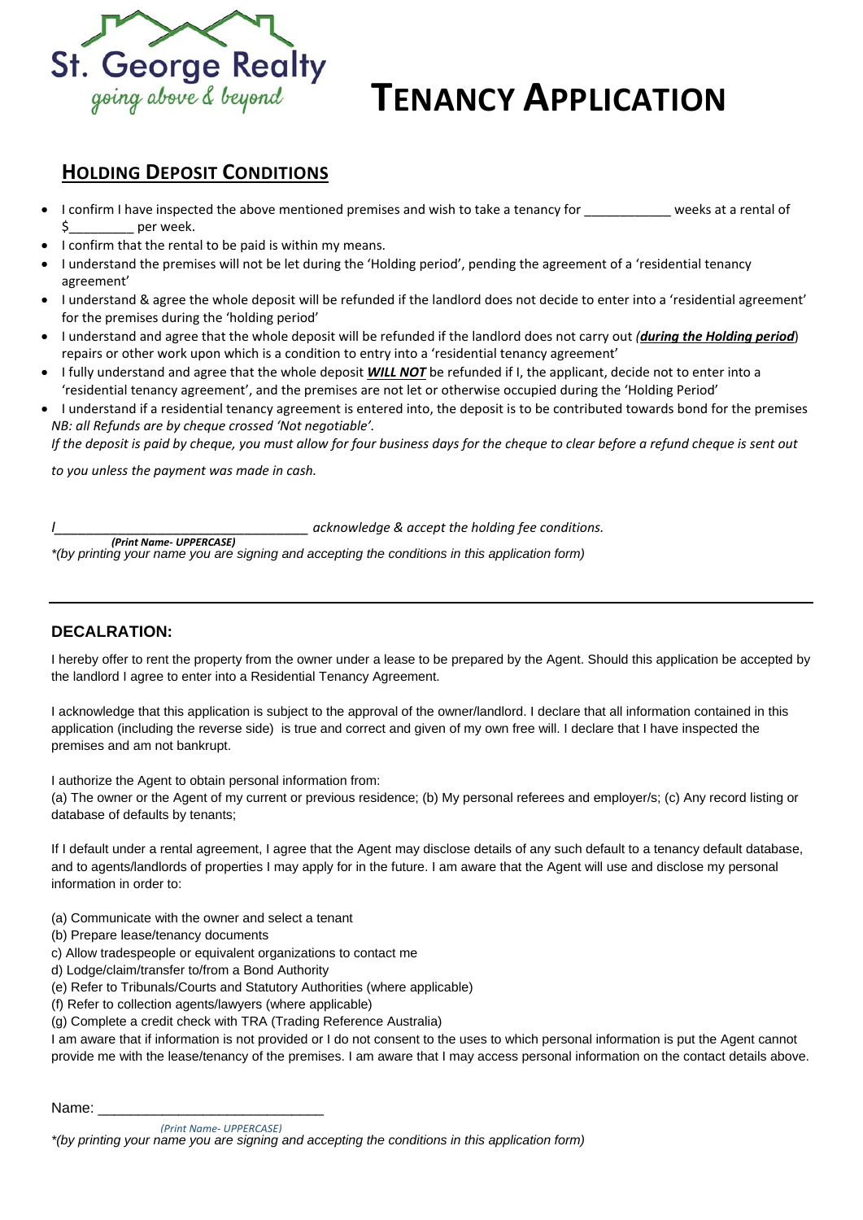St. George Realty
*going above & beyond*

# TENANCY APPLICATION

## HOLDING DEPOSIT CONDITIONS

- I confirm I have inspected the above mentioned premises and wish to take a tenancy for ____________ weeks at a rental of $_________ per week.
- I confirm that the rental to be paid is within my means.
- I understand the premises will not be let during the 'Holding period', pending the agreement of a 'residential tenancy agreement'
- I understand & agree the whole deposit will be refunded if the landlord does not decide to enter into a 'residential agreement' for the premises during the 'holding period'
- I understand and agree that the whole deposit will be refunded if the landlord does not carry out ***(during the Holding period)*** repairs or other work upon which is a condition to entry into a 'residential tenancy agreement'
- I fully understand and agree that the whole deposit ***WILL NOT*** be refunded if I, the applicant, decide not to enter into a 'residential tenancy agreement', and the premises are not let or otherwise occupied during the 'Holding Period'
- I understand if a residential tenancy agreement is entered into, the deposit is to be contributed towards bond for the premises

*NB: all Refunds are by cheque crossed 'Not negotiable'.*

*If the deposit is paid by cheque, you must allow for four business days for the cheque to clear before a refund cheque is sent out to you unless the payment was made in cash.*

*I___________________________________ acknowledge & accept the holding fee conditions.*
***(Print Name- UPPERCASE)***
*\*(by printing your name you are signing and accepting the conditions in this application form)*

---

### DECALRATION:

I hereby offer to rent the property from the owner under a lease to be prepared by the Agent. Should this application be accepted by the landlord I agree to enter into a Residential Tenancy Agreement.

I acknowledge that this application is subject to the approval of the owner/landlord. I declare that all information contained in this application (including the reverse side) is true and correct and given of my own free will. I declare that I have inspected the premises and am not bankrupt.

I authorize the Agent to obtain personal information from:
(a) The owner or the Agent of my current or previous residence; (b) My personal referees and employer/s; (c) Any record listing or database of defaults by tenants;

If I default under a rental agreement, I agree that the Agent may disclose details of any such default to a tenancy default database, and to agents/landlords of properties I may apply for in the future. I am aware that the Agent will use and disclose my personal information in order to:

(a) Communicate with the owner and select a tenant
(b) Prepare lease/tenancy documents
c) Allow tradespeople or equivalent organizations to contact me
d) Lodge/claim/transfer to/from a Bond Authority
(e) Refer to Tribunals/Courts and Statutory Authorities (where applicable)
(f) Refer to collection agents/lawyers (where applicable)
(g) Complete a credit check with TRA (Trading Reference Australia)

I am aware that if information is not provided or I do not consent to the uses to which personal information is put the Agent cannot provide me with the lease/tenancy of the premises. I am aware that I may access personal information on the contact details above.

Name: ______________________________
*(Print Name- UPPERCASE)*
*\*(by printing your name you are signing and accepting the conditions in this application form)*